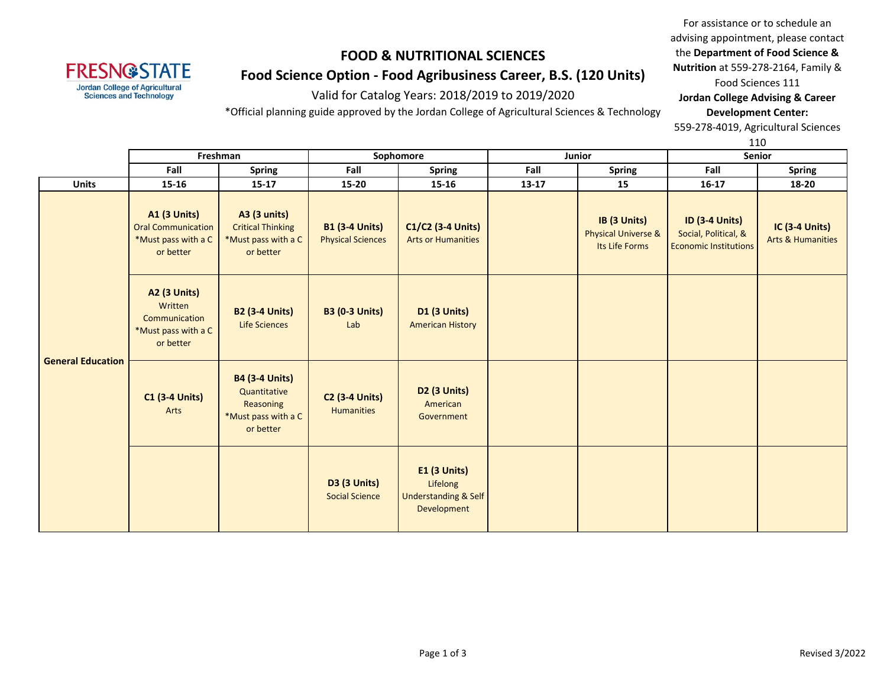# FOOD & NUTRITIONAL SCIENCES

## Food Science Option - Food Agribusiness Career, B.S. (120 Units)

Valid for Catalog Years: 2018/2019 to 2019/2020

*Official planning guide approved by the Jordan College of Agricultural Sciences & Technology

For assistance or to schedule an advising appointment, please contact the **Department of Food Science & Nutrition** at 559-278-2164, Family & Food Sciences 111

**Jordan College Advising & Career Development Center:** 559-278-4019, Agricultural Sciences 110

| | Freshman | | Sophomore | | Junior | | Senior | |
|---|---|---|---|---|---|---|---|---|
| | **Fall** | **Spring** | **Fall** | **Spring** | **Fall** | **Spring** | **Fall** | **Spring** |
| **Units** | **15-16** | **15-17** | **15-20** | **15-16** | **13-17** | **15** | **16-17** | **18-20** |
| **General Education** | **A1 (3 Units)** Oral Communication *Must pass with a C or better | **A3 (3 units)** Critical Thinking *Must pass with a C or better | **B1 (3-4 Units)** Physical Sciences | **C1/C2 (3-4 Units)** Arts or Humanities | | **IB (3 Units)** Physical Universe & Its Life Forms | **ID (3-4 Units)** Social, Political, & Economic Institutions | **IC (3-4 Units)** Arts & Humanities |
| | **A2 (3 Units)** Written Communication *Must pass with a C or better | **B2 (3-4 Units)** Life Sciences | **B3 (0-3 Units)** Lab | **D1 (3 Units)** American History | | | | |
| | **C1 (3-4 Units)** Arts | **B4 (3-4 Units)** Quantitative Reasoning *Must pass with a C or better | **C2 (3-4 Units)** Humanities | **D2 (3 Units)** American Government | | | | |
| | | | **D3 (3 Units)** Social Science | **E1 (3 Units)** Lifelong Understanding & Self Development | | | | |

Revised 3/2022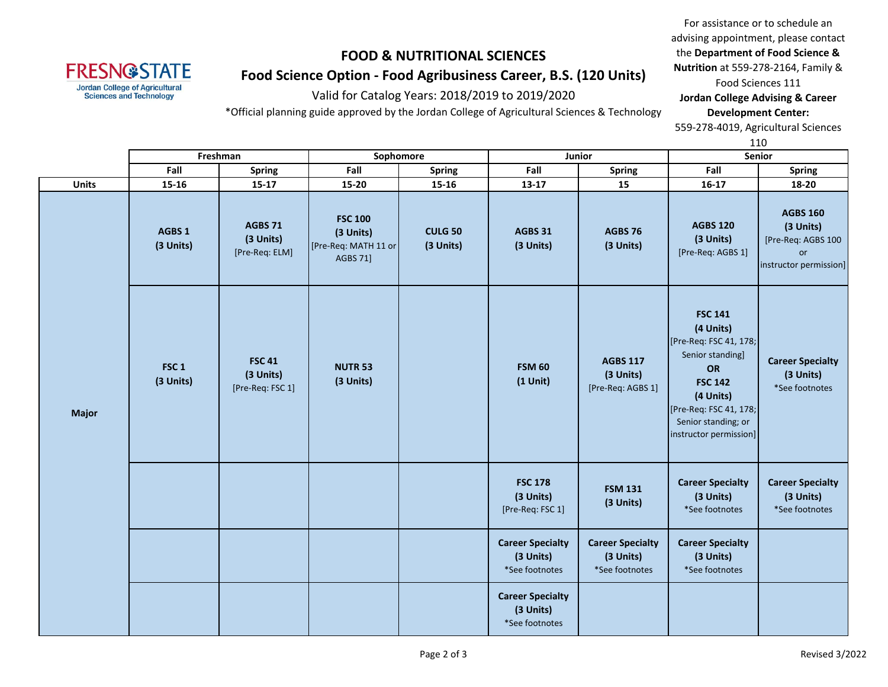# FOOD & NUTRITIONAL SCIENCES

## Food Science Option - Food Agribusiness Career, B.S. (120 Units)

Valid for Catalog Years: 2018/2019 to 2019/2020

*Official planning guide approved by the Jordan College of Agricultural Sciences & Technology

For assistance or to schedule an advising appointment, please contact the **Department of Food Science & Nutrition** at 559-278-2164, Family & Food Sciences 111
**Jordan College Advising & Career Development Center:** 559-278-4019, Agricultural Sciences 110

| | Freshman | | Sophomore | | Junior | | Senior | |
|---|---|---|---|---|---|---|---|---|
| | Fall | Spring | Fall | Spring | Fall | Spring | Fall | Spring |
| **Units** | 15-16 | 15-17 | 15-20 | 15-16 | 13-17 | 15 | 16-17 | 18-20 |
| **Major** | **AGBS 1 (3 Units)** | **AGBS 71 (3 Units)** [Pre-Req: ELM] | **FSC 100 (3 Units)** [Pre-Req: MATH 11 or AGBS 71] | **CULG 50 (3 Units)** | **AGBS 31 (3 Units)** | **AGBS 76 (3 Units)** | **AGBS 120 (3 Units)** [Pre-Req: AGBS 1] | **AGBS 160 (3 Units)** [Pre-Req: AGBS 100 or instructor permission] |
| | **FSC 1 (3 Units)** | **FSC 41 (3 Units)** [Pre-Req: FSC 1] | **NUTR 53 (3 Units)** | | **FSM 60 (1 Unit)** | **AGBS 117 (3 Units)** [Pre-Req: AGBS 1] | **FSC 141 (4 Units)** [Pre-Req: FSC 41, 178; Senior standing] **OR** **FSC 142 (4 Units)** [Pre-Req: FSC 41, 178; Senior standing; or instructor permission] | **Career Specialty (3 Units)** *See footnotes |
| | | | | | **FSC 178 (3 Units)** [Pre-Req: FSC 1] | **FSM 131 (3 Units)** | **Career Specialty (3 Units)** *See footnotes | **Career Specialty (3 Units)** *See footnotes |
| | | | | | **Career Specialty (3 Units)** *See footnotes | **Career Specialty (3 Units)** *See footnotes | **Career Specialty (3 Units)** *See footnotes | |
| | | | | | **Career Specialty (3 Units)** *See footnotes | | | |

Revised 3/2022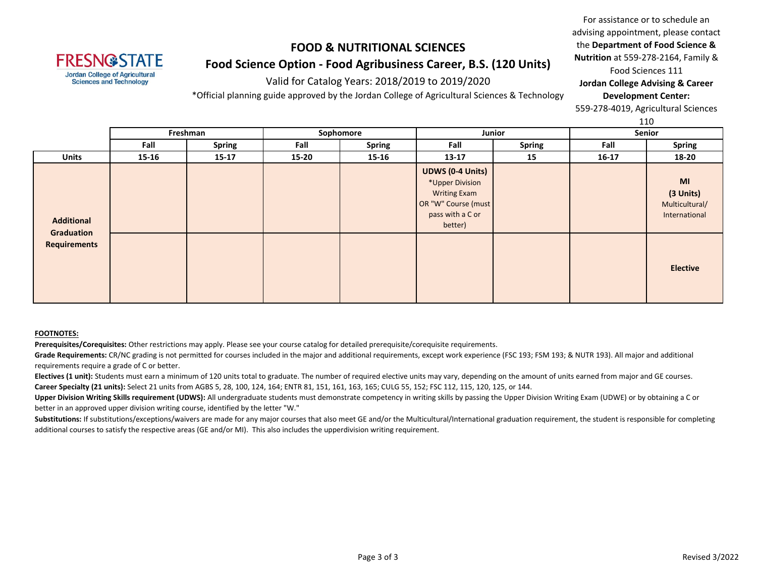# FOOD & NUTRITIONAL SCIENCES

## Food Science Option - Food Agribusiness Career, B.S. (120 Units)

Valid for Catalog Years: 2018/2019 to 2019/2020

*Official planning guide approved by the Jordan College of Agricultural Sciences & Technology

For assistance or to schedule an advising appointment, please contact the **Department of Food Science & Nutrition** at 559-278-2164, Family & Food Sciences 111

**Jordan College Advising & Career Development Center:** 559-278-4019, Agricultural Sciences 110

| | Freshman | | Sophomore | | Junior | | Senior | |
|---|---|---|---|---|---|---|---|---|
| | **Fall** | **Spring** | **Fall** | **Spring** | **Fall** | **Spring** | **Fall** | **Spring** |
| **Units** | **15-16** | **15-17** | **15-20** | **15-16** | **13-17** | **15** | **16-17** | **18-20** |
| **Additional Graduation Requirements** | | | | | **UDWS (0-4 Units)** *Upper Division Writing Exam OR "W" Course (must pass with a C or better) | | | **MI (3 Units)** Multicultural/ International |
| | | | | | | | | **Elective** |

**FOOTNOTES:**

**Prerequisites/Corequisites:** Other restrictions may apply. Please see your course catalog for detailed prerequisite/corequisite requirements.

**Grade Requirements:** CR/NC grading is not permitted for courses included in the major and additional requirements, except work experience (FSC 193; FSM 193; & NUTR 193). All major and additional requirements require a grade of C or better.

**Electives (1 unit):** Students must earn a minimum of 120 units total to graduate. The number of required elective units may vary, depending on the amount of units earned from major and GE courses.

**Career Specialty (21 units):** Select 21 units from AGBS 5, 28, 100, 124, 164; ENTR 81, 151, 161, 163, 165; CULG 55, 152; FSC 112, 115, 120, 125, or 144.

**Upper Division Writing Skills requirement (UDWS):** All undergraduate students must demonstrate competency in writing skills by passing the Upper Division Writing Exam (UDWE) or by obtaining a C or better in an approved upper division writing course, identified by the letter "W."

**Substitutions:** If substitutions/exceptions/waivers are made for any major courses that also meet GE and/or the Multicultural/International graduation requirement, the student is responsible for completing additional courses to satisfy the respective areas (GE and/or MI). This also includes the upperdivision writing requirement.

Revised 3/2022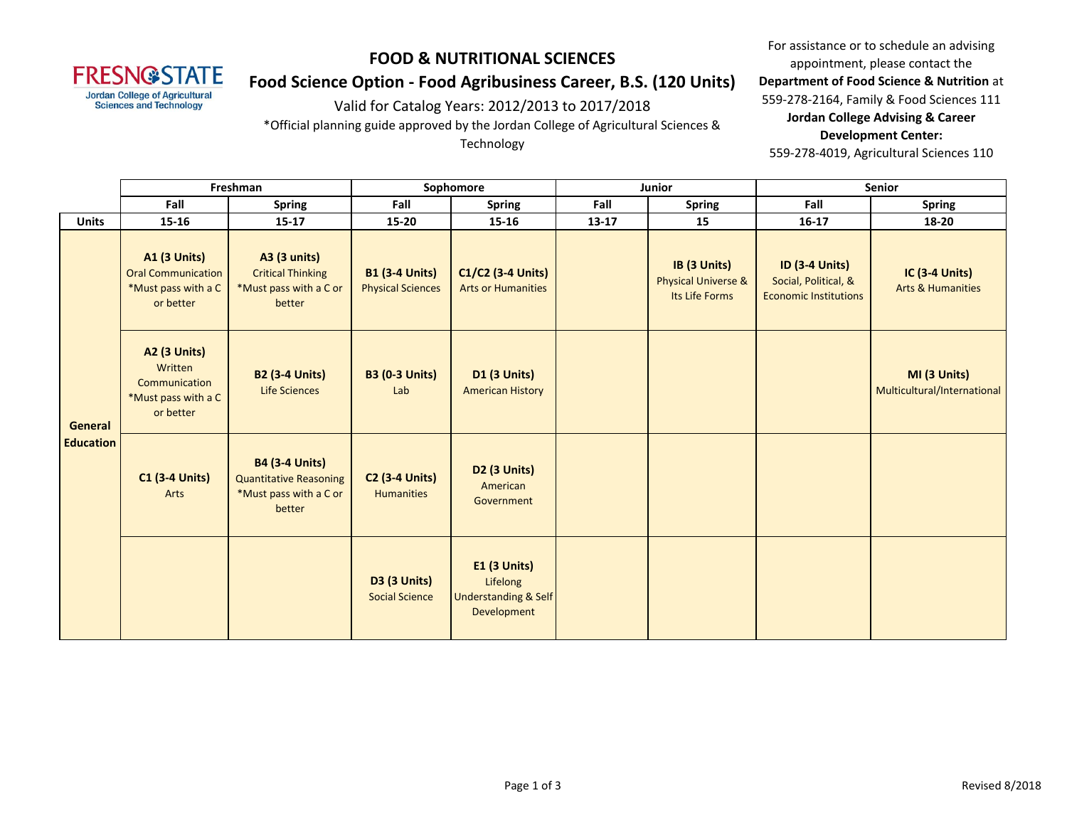# FOOD & NUTRITIONAL SCIENCES

## Food Science Option - Food Agribusiness Career, B.S. (120 Units)

Valid for Catalog Years: 2012/2013 to 2017/2018

*Official planning guide approved by the Jordan College of Agricultural Sciences & Technology

For assistance or to schedule an advising appointment, please contact the **Department of Food Science & Nutrition** at 559-278-2164, Family & Food Sciences 111

**Jordan College Advising & Career Development Center:**
559-278-4019, Agricultural Sciences 110

| | Freshman | | Sophomore | | Junior | | Senior | |
|---|---|---|---|---|---|---|---|---|
| | Fall | Spring | Fall | Spring | Fall | Spring | Fall | Spring |
| **Units** | 15-16 | 15-17 | 15-20 | 15-16 | 13-17 | 15 | 16-17 | 18-20 |
| **General Education** | **A1 (3 Units)** Oral Communication *Must pass with a C or better | **A3 (3 units)** Critical Thinking *Must pass with a C or better | **B1 (3-4 Units)** Physical Sciences | **C1/C2 (3-4 Units)** Arts or Humanities | | **IB (3 Units)** Physical Universe & Its Life Forms | **ID (3-4 Units)** Social, Political, & Economic Institutions | **IC (3-4 Units)** Arts & Humanities |
| | **A2 (3 Units)** Written Communication *Must pass with a C or better | **B2 (3-4 Units)** Life Sciences | **B3 (0-3 Units)** Lab | **D1 (3 Units)** American History | | | | **MI (3 Units)** Multicultural/International |
| | **C1 (3-4 Units)** Arts | **B4 (3-4 Units)** Quantitative Reasoning *Must pass with a C or better | **C2 (3-4 Units)** Humanities | **D2 (3 Units)** American Government | | | | |
| | | | **D3 (3 Units)** Social Science | **E1 (3 Units)** Lifelong Understanding & Self Development | | | | |

Revised 8/2018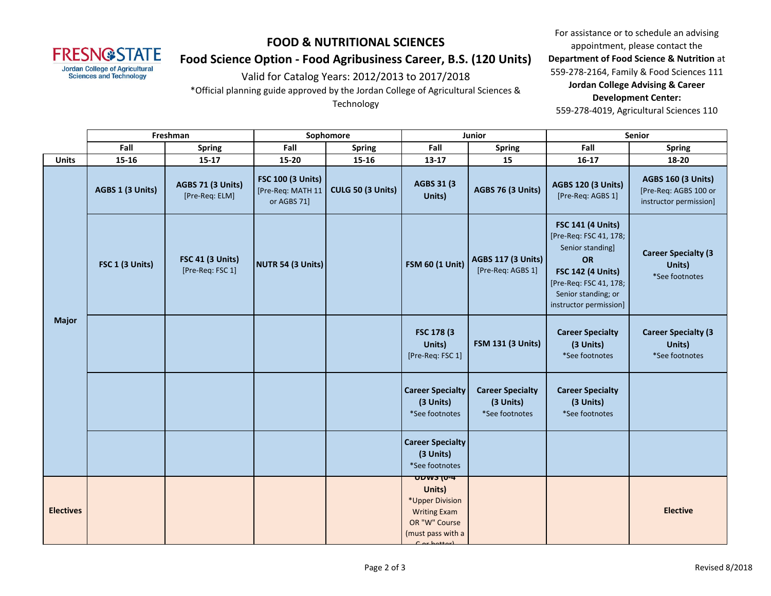# FOOD & NUTRITIONAL SCIENCES

## Food Science Option - Food Agribusiness Career, B.S. (120 Units)

Valid for Catalog Years: 2012/2013 to 2017/2018

*Official planning guide approved by the Jordan College of Agricultural Sciences & Technology

For assistance or to schedule an advising appointment, please contact the **Department of Food Science & Nutrition** at 559-278-2164, Family & Food Sciences 111

**Jordan College Advising & Career Development Center:**
559-278-4019, Agricultural Sciences 110

| | Freshman | | Sophomore | | Junior | | Senior | |
|---|---|---|---|---|---|---|---|---|
| | Fall | Spring | Fall | Spring | Fall | Spring | Fall | Spring |
| **Units** | 15-16 | 15-17 | 15-20 | 15-16 | 13-17 | 15 | 16-17 | 18-20 |
| **Major** | **AGBS 1 (3 Units)** | **AGBS 71 (3 Units)** [Pre-Req: ELM] | **FSC 100 (3 Units)** [Pre-Req: MATH 11 or AGBS 71] | **CULG 50 (3 Units)** | **AGBS 31 (3 Units)** | **AGBS 76 (3 Units)** | **AGBS 120 (3 Units)** [Pre-Req: AGBS 1] | **AGBS 160 (3 Units)** [Pre-Req: AGBS 100 or instructor permission] |
| | **FSC 1 (3 Units)** | **FSC 41 (3 Units)** [Pre-Req: FSC 1] | **NUTR 54 (3 Units)** | | **FSM 60 (1 Unit)** | **AGBS 117 (3 Units)** [Pre-Req: AGBS 1] | **FSC 141 (4 Units)** [Pre-Req: FSC 41, 178; Senior standing] **OR** **FSC 142 (4 Units)** [Pre-Req: FSC 41, 178; Senior standing; or instructor permission] | **Career Specialty (3 Units)** *See footnotes |
| | | | | | **FSC 178 (3 Units)** [Pre-Req: FSC 1] | **FSM 131 (3 Units)** | **Career Specialty (3 Units)** *See footnotes | **Career Specialty (3 Units)** *See footnotes |
| | | | | | **Career Specialty (3 Units)** *See footnotes | **Career Specialty (3 Units)** *See footnotes | **Career Specialty (3 Units)** *See footnotes | |
| | | | | | **Career Specialty (3 Units)** *See footnotes | | | |
| **Electives** | | | | | **UDWS (0-4 Units)** *Upper Division Writing Exam OR "W" Course (must pass with a C or better) | | | **Elective** |

Revised 8/2018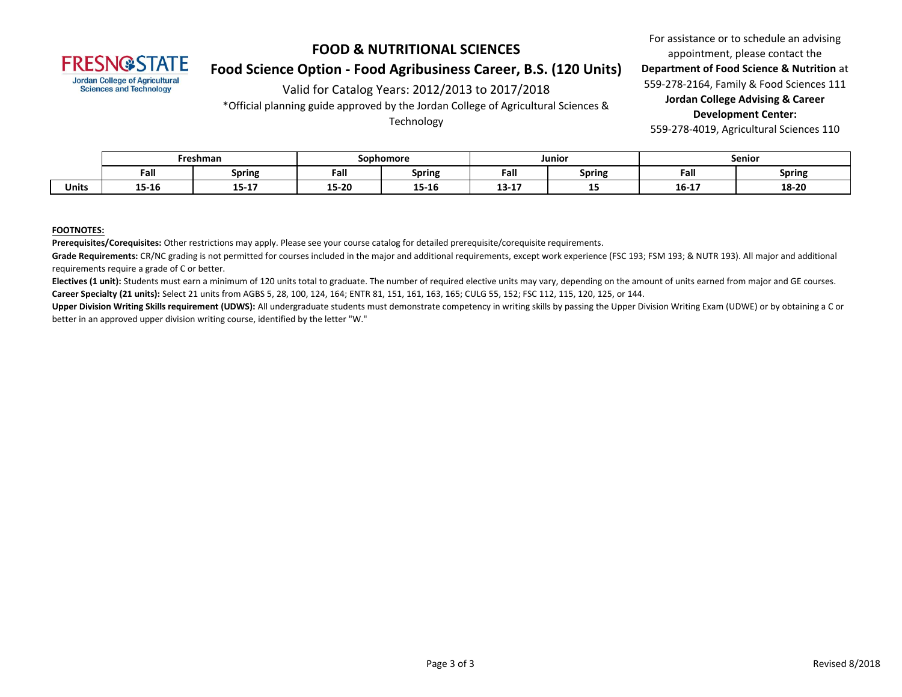# FOOD & NUTRITIONAL SCIENCES

## Food Science Option - Food Agribusiness Career, B.S. (120 Units)

Valid for Catalog Years: 2012/2013 to 2017/2018

*Official planning guide approved by the Jordan College of Agricultural Sciences & Technology

For assistance or to schedule an advising appointment, please contact the **Department of Food Science & Nutrition** at 559-278-2164, Family & Food Sciences 111

**Jordan College Advising & Career Development Center:**
559-278-4019, Agricultural Sciences 110

| | Freshman | | Sophomore | | Junior | | Senior | |
|---|---|---|---|---|---|---|---|---|
| | Fall | Spring | Fall | Spring | Fall | Spring | Fall | Spring |
| **Units** | 15-16 | 15-17 | 15-20 | 15-16 | 13-17 | 15 | 16-17 | 18-20 |

**FOOTNOTES:**

**Prerequisites/Corequisites:** Other restrictions may apply. Please see your course catalog for detailed prerequisite/corequisite requirements.

**Grade Requirements:** CR/NC grading is not permitted for courses included in the major and additional requirements, except work experience (FSC 193; FSM 193; & NUTR 193). All major and additional requirements require a grade of C or better.

**Electives (1 unit):** Students must earn a minimum of 120 units total to graduate. The number of required elective units may vary, depending on the amount of units earned from major and GE courses.

**Career Specialty (21 units):** Select 21 units from AGBS 5, 28, 100, 124, 164; ENTR 81, 151, 161, 163, 165; CULG 55, 152; FSC 112, 115, 120, 125, or 144.

**Upper Division Writing Skills requirement (UDWS):** All undergraduate students must demonstrate competency in writing skills by passing the Upper Division Writing Exam (UDWE) or by obtaining a C or better in an approved upper division writing course, identified by the letter "W."

Revised 8/2018